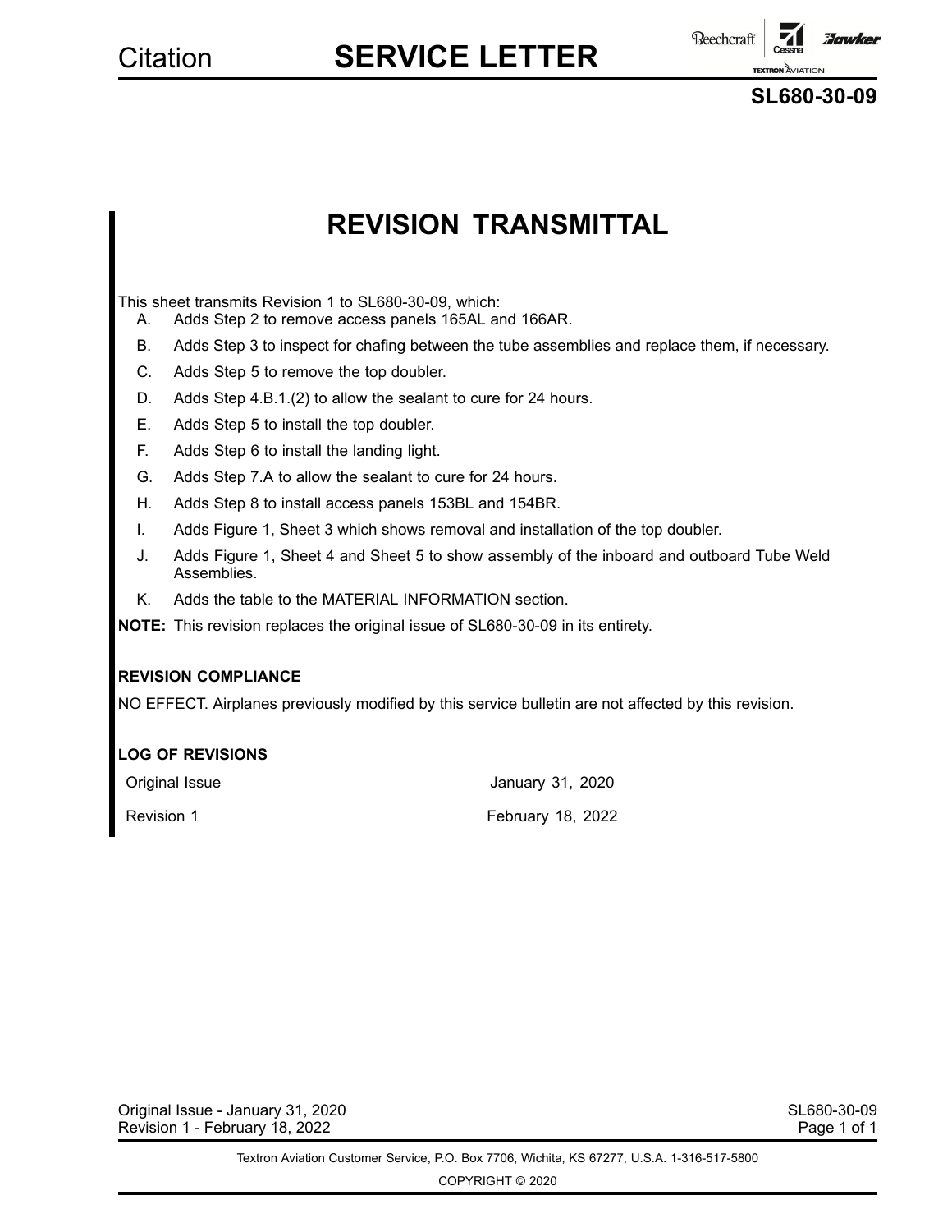# Citation SERVICE LETTER

**SL680-30-09**

# REVISION TRANSMITTAL

This sheet transmits Revision 1 to SL680-30-09, which:

A. Adds Step 2 to remove access panels 165AL and 166AR.

B. Adds Step 3 to inspect for chafing between the tube assemblies and replace them, if necessary.

C. Adds Step 5 to remove the top doubler.

D. Adds Step 4.B.1.(2) to allow the sealant to cure for 24 hours.

E. Adds Step 5 to install the top doubler.

F. Adds Step 6 to install the landing light.

G. Adds Step 7.A to allow the sealant to cure for 24 hours.

H. Adds Step 8 to install access panels 153BL and 154BR.

I. Adds Figure 1, Sheet 3 which shows removal and installation of the top doubler.

J. Adds Figure 1, Sheet 4 and Sheet 5 to show assembly of the inboard and outboard Tube Weld Assemblies.

K. Adds the table to the MATERIAL INFORMATION section.

**NOTE:** This revision replaces the original issue of SL680-30-09 in its entirety.

**REVISION COMPLIANCE**

NO EFFECT. Airplanes previously modified by this service bulletin are not affected by this revision.

**LOG OF REVISIONS**

| | |
|---|---|
| Original Issue | January 31, 2020 |
| Revision 1 | February 18, 2022 |

Textron Aviation Customer Service, P.O. Box 7706, Wichita, KS 67277, U.S.A. 1-316-517-5800

COPYRIGHT © 2020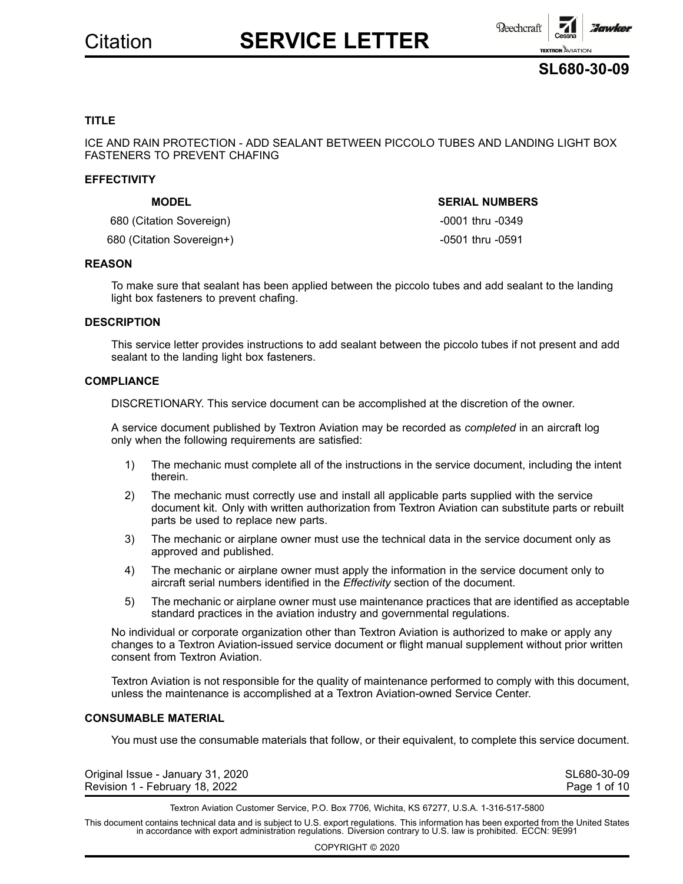# Citation SERVICE LETTER

## SL680-30-09

### TITLE

ICE AND RAIN PROTECTION - ADD SEALANT BETWEEN PICCOLO TUBES AND LANDING LIGHT BOX FASTENERS TO PREVENT CHAFING

### EFFECTIVITY

| MODEL | SERIAL NUMBERS |
|---|---|
| 680 (Citation Sovereign) | -0001 thru -0349 |
| 680 (Citation Sovereign+) | -0501 thru -0591 |

### REASON

To make sure that sealant has been applied between the piccolo tubes and add sealant to the landing light box fasteners to prevent chafing.

### DESCRIPTION

This service letter provides instructions to add sealant between the piccolo tubes if not present and add sealant to the landing light box fasteners.

### COMPLIANCE

DISCRETIONARY. This service document can be accomplished at the discretion of the owner.

A service document published by Textron Aviation may be recorded as *completed* in an aircraft log only when the following requirements are satisfied:

1) The mechanic must complete all of the instructions in the service document, including the intent therein.
2) The mechanic must correctly use and install all applicable parts supplied with the service document kit. Only with written authorization from Textron Aviation can substitute parts or rebuilt parts be used to replace new parts.
3) The mechanic or airplane owner must use the technical data in the service document only as approved and published.
4) The mechanic or airplane owner must apply the information in the service document only to aircraft serial numbers identified in the *Effectivity* section of the document.
5) The mechanic or airplane owner must use maintenance practices that are identified as acceptable standard practices in the aviation industry and governmental regulations.

No individual or corporate organization other than Textron Aviation is authorized to make or apply any changes to a Textron Aviation-issued service document or flight manual supplement without prior written consent from Textron Aviation.

Textron Aviation is not responsible for the quality of maintenance performed to comply with this document, unless the maintenance is accomplished at a Textron Aviation-owned Service Center.

### CONSUMABLE MATERIAL

You must use the consumable materials that follow, or their equivalent, to complete this service document.

Original Issue - January 31, 2020
Revision 1 - February 18, 2022

Textron Aviation Customer Service, P.O. Box 7706, Wichita, KS 67277, U.S.A. 1-316-517-5800

This document contains technical data and is subject to U.S. export regulations. This information has been exported from the United States in accordance with export administration regulations. Diversion contrary to U.S. law is prohibited. ECCN: 9E991

COPYRIGHT © 2020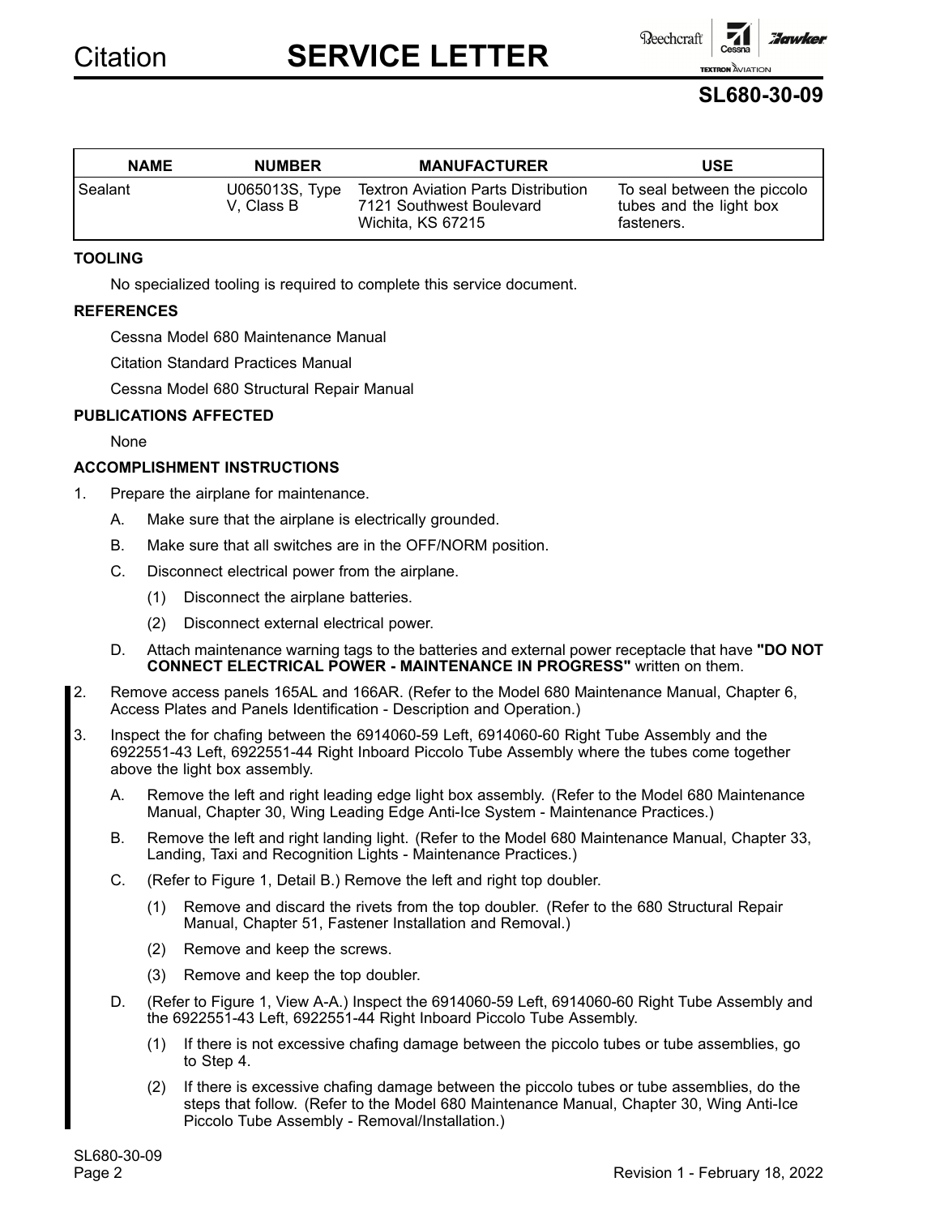| NAME | NUMBER | MANUFACTURER | USE |
| --- | --- | --- | --- |
| Sealant | U065013S, Type V, Class B | Textron Aviation Parts Distribution 7121 Southwest Boulevard Wichita, KS 67215 | To seal between the piccolo tubes and the light box fasteners. |

**TOOLING**

No specialized tooling is required to complete this service document.

**REFERENCES**

Cessna Model 680 Maintenance Manual

Citation Standard Practices Manual

Cessna Model 680 Structural Repair Manual

**PUBLICATIONS AFFECTED**

None

**ACCOMPLISHMENT INSTRUCTIONS**

1. Prepare the airplane for maintenance.
   - A. Make sure that the airplane is electrically grounded.
   - B. Make sure that all switches are in the OFF/NORM position.
   - C. Disconnect electrical power from the airplane.
     - (1) Disconnect the airplane batteries.
     - (2) Disconnect external electrical power.
   - D. Attach maintenance warning tags to the batteries and external power receptacle that have **"DO NOT CONNECT ELECTRICAL POWER - MAINTENANCE IN PROGRESS"** written on them.
2. Remove access panels 165AL and 166AR. (Refer to the Model 680 Maintenance Manual, Chapter 6, Access Plates and Panels Identification - Description and Operation.)
3. Inspect the for chafing between the 6914060-59 Left, 6914060-60 Right Tube Assembly and the 6922551-43 Left, 6922551-44 Right Inboard Piccolo Tube Assembly where the tubes come together above the light box assembly.
   - A. Remove the left and right leading edge light box assembly. (Refer to the Model 680 Maintenance Manual, Chapter 30, Wing Leading Edge Anti-Ice System - Maintenance Practices.)
   - B. Remove the left and right landing light. (Refer to the Model 680 Maintenance Manual, Chapter 33, Landing, Taxi and Recognition Lights - Maintenance Practices.)
   - C. (Refer to Figure 1, Detail B.) Remove the left and right top doubler.
     - (1) Remove and discard the rivets from the top doubler. (Refer to the 680 Structural Repair Manual, Chapter 51, Fastener Installation and Removal.)
     - (2) Remove and keep the screws.
     - (3) Remove and keep the top doubler.
   - D. (Refer to Figure 1, View A-A.) Inspect the 6914060-59 Left, 6914060-60 Right Tube Assembly and the 6922551-43 Left, 6922551-44 Right Inboard Piccolo Tube Assembly.
     - (1) If there is not excessive chafing damage between the piccolo tubes or tube assemblies, go to Step 4.
     - (2) If there is excessive chafing damage between the piccolo tubes or tube assemblies, do the steps that follow. (Refer to the Model 680 Maintenance Manual, Chapter 30, Wing Anti-Ice Piccolo Tube Assembly - Removal/Installation.)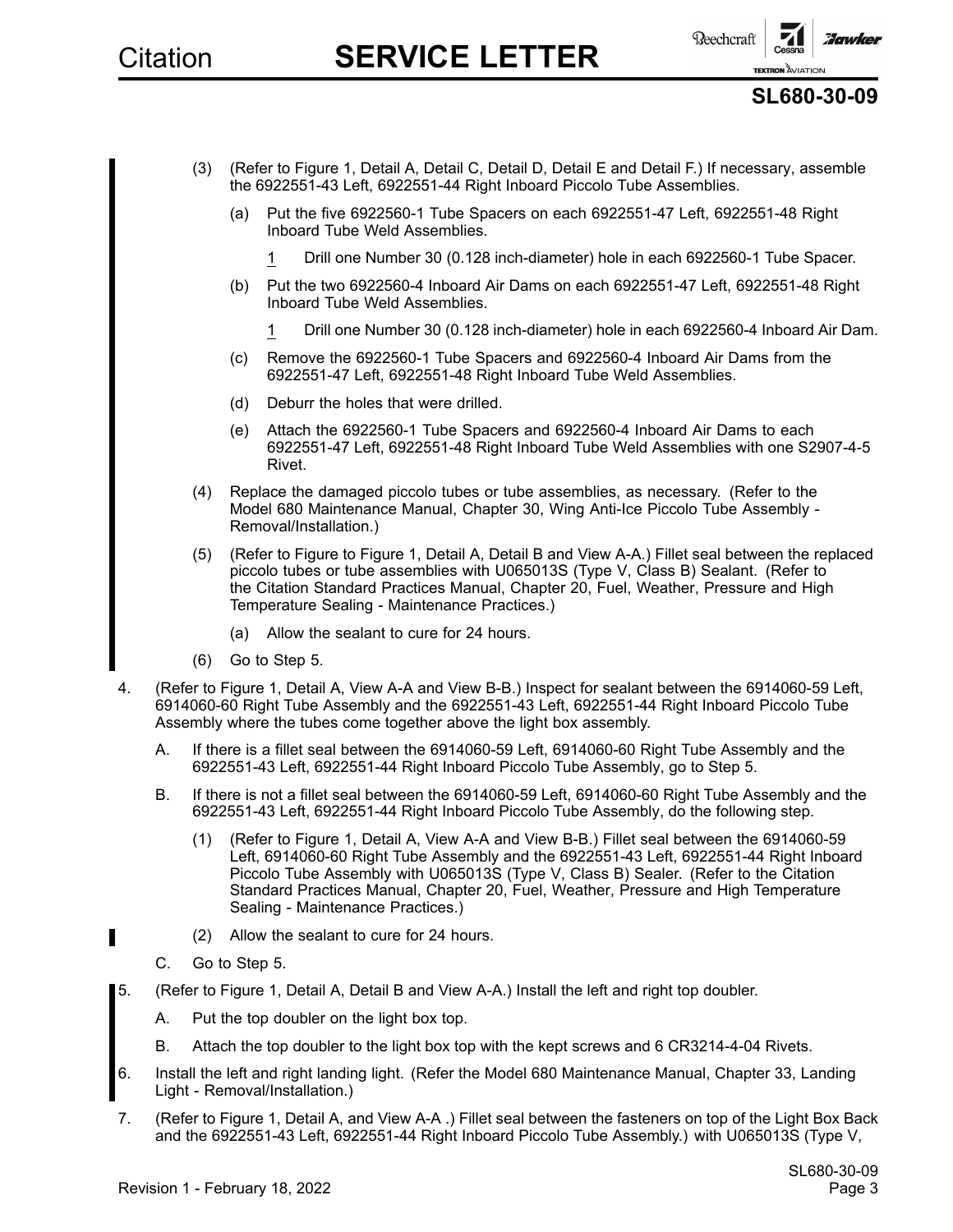(3) (Refer to Figure 1, Detail A, Detail C, Detail D, Detail E and Detail F.) If necessary, assemble the 6922551-43 Left, 6922551-44 Right Inboard Piccolo Tube Assemblies.

(a) Put the five 6922560-1 Tube Spacers on each 6922551-47 Left, 6922551-48 Right Inboard Tube Weld Assemblies.

1 Drill one Number 30 (0.128 inch-diameter) hole in each 6922560-1 Tube Spacer.

(b) Put the two 6922560-4 Inboard Air Dams on each 6922551-47 Left, 6922551-48 Right Inboard Tube Weld Assemblies.

1 Drill one Number 30 (0.128 inch-diameter) hole in each 6922560-4 Inboard Air Dam.

(c) Remove the 6922560-1 Tube Spacers and 6922560-4 Inboard Air Dams from the 6922551-47 Left, 6922551-48 Right Inboard Tube Weld Assemblies.

(d) Deburr the holes that were drilled.

(e) Attach the 6922560-1 Tube Spacers and 6922560-4 Inboard Air Dams to each 6922551-47 Left, 6922551-48 Right Inboard Tube Weld Assemblies with one S2907-4-5 Rivet.

(4) Replace the damaged piccolo tubes or tube assemblies, as necessary. (Refer to the Model 680 Maintenance Manual, Chapter 30, Wing Anti-Ice Piccolo Tube Assembly - Removal/Installation.)

(5) (Refer to Figure to Figure 1, Detail A, Detail B and View A-A.) Fillet seal between the replaced piccolo tubes or tube assemblies with U065013S (Type V, Class B) Sealant. (Refer to the Citation Standard Practices Manual, Chapter 20, Fuel, Weather, Pressure and High Temperature Sealing - Maintenance Practices.)

(a) Allow the sealant to cure for 24 hours.

(6) Go to Step 5.

4. (Refer to Figure 1, Detail A, View A-A and View B-B.) Inspect for sealant between the 6914060-59 Left, 6914060-60 Right Tube Assembly and the 6922551-43 Left, 6922551-44 Right Inboard Piccolo Tube Assembly where the tubes come together above the light box assembly.

A. If there is a fillet seal between the 6914060-59 Left, 6914060-60 Right Tube Assembly and the 6922551-43 Left, 6922551-44 Right Inboard Piccolo Tube Assembly, go to Step 5.

B. If there is not a fillet seal between the 6914060-59 Left, 6914060-60 Right Tube Assembly and the 6922551-43 Left, 6922551-44 Right Inboard Piccolo Tube Assembly, do the following step.

(1) (Refer to Figure 1, Detail A, View A-A and View B-B.) Fillet seal between the 6914060-59 Left, 6914060-60 Right Tube Assembly and the 6922551-43 Left, 6922551-44 Right Inboard Piccolo Tube Assembly with U065013S (Type V, Class B) Sealer. (Refer to the Citation Standard Practices Manual, Chapter 20, Fuel, Weather, Pressure and High Temperature Sealing - Maintenance Practices.)

(2) Allow the sealant to cure for 24 hours.

C. Go to Step 5.

5. (Refer to Figure 1, Detail A, Detail B and View A-A.) Install the left and right top doubler.

A. Put the top doubler on the light box top.

B. Attach the top doubler to the light box top with the kept screws and 6 CR3214-4-04 Rivets.

6. Install the left and right landing light. (Refer the Model 680 Maintenance Manual, Chapter 33, Landing Light - Removal/Installation.)

7. (Refer to Figure 1, Detail A, and View A-A .) Fillet seal between the fasteners on top of the Light Box Back and the 6922551-43 Left, 6922551-44 Right Inboard Piccolo Tube Assembly.) with U065013S (Type V,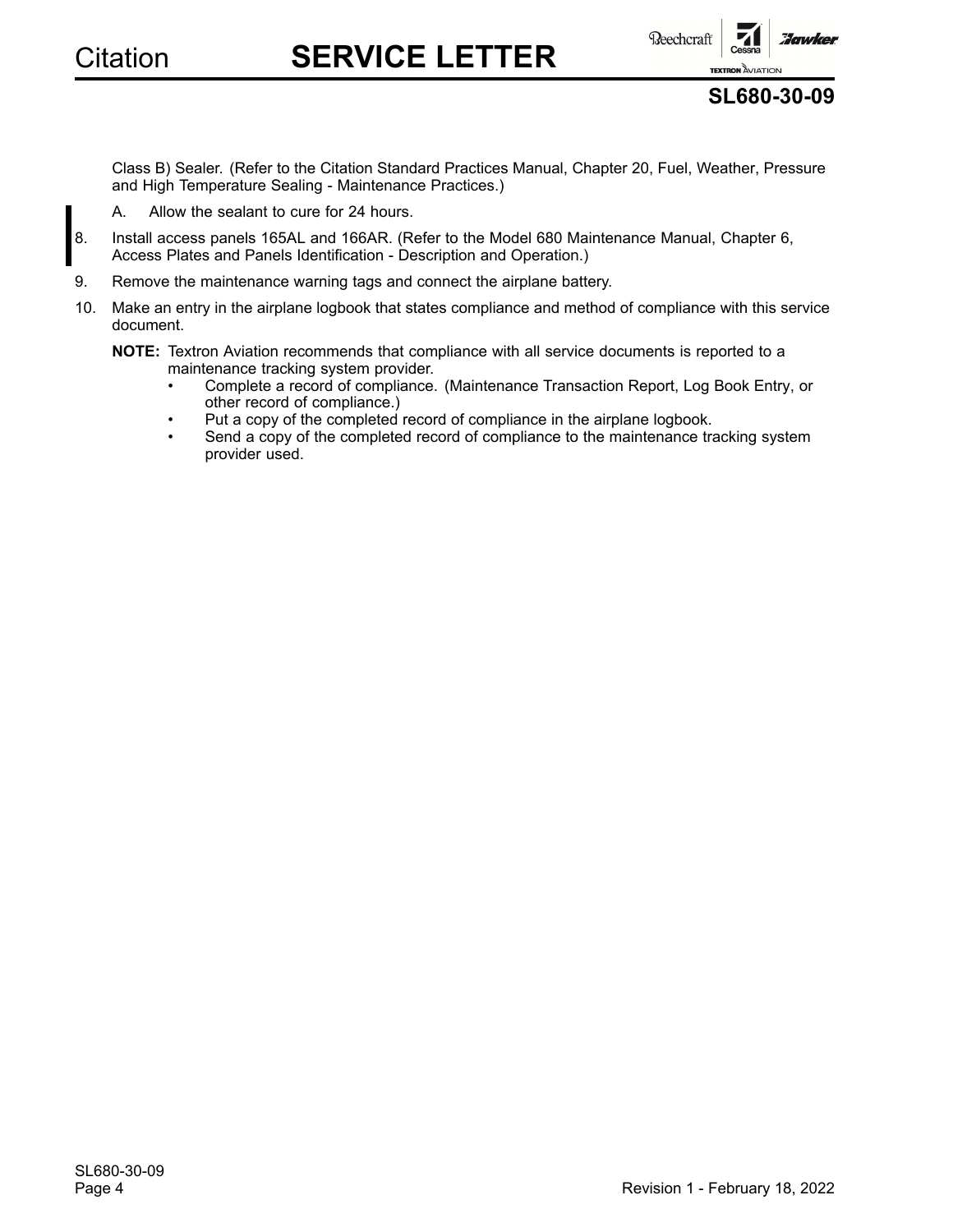Class B) Sealer. (Refer to the Citation Standard Practices Manual, Chapter 20, Fuel, Weather, Pressure and High Temperature Sealing - Maintenance Practices.)

A. Allow the sealant to cure for 24 hours.

8. Install access panels 165AL and 166AR. (Refer to the Model 680 Maintenance Manual, Chapter 6, Access Plates and Panels Identification - Description and Operation.)

9. Remove the maintenance warning tags and connect the airplane battery.

10. Make an entry in the airplane logbook that states compliance and method of compliance with this service document.

**NOTE:** Textron Aviation recommends that compliance with all service documents is reported to a maintenance tracking system provider.

- Complete a record of compliance. (Maintenance Transaction Report, Log Book Entry, or other record of compliance.)
- Put a copy of the completed record of compliance in the airplane logbook.
- Send a copy of the completed record of compliance to the maintenance tracking system provider used.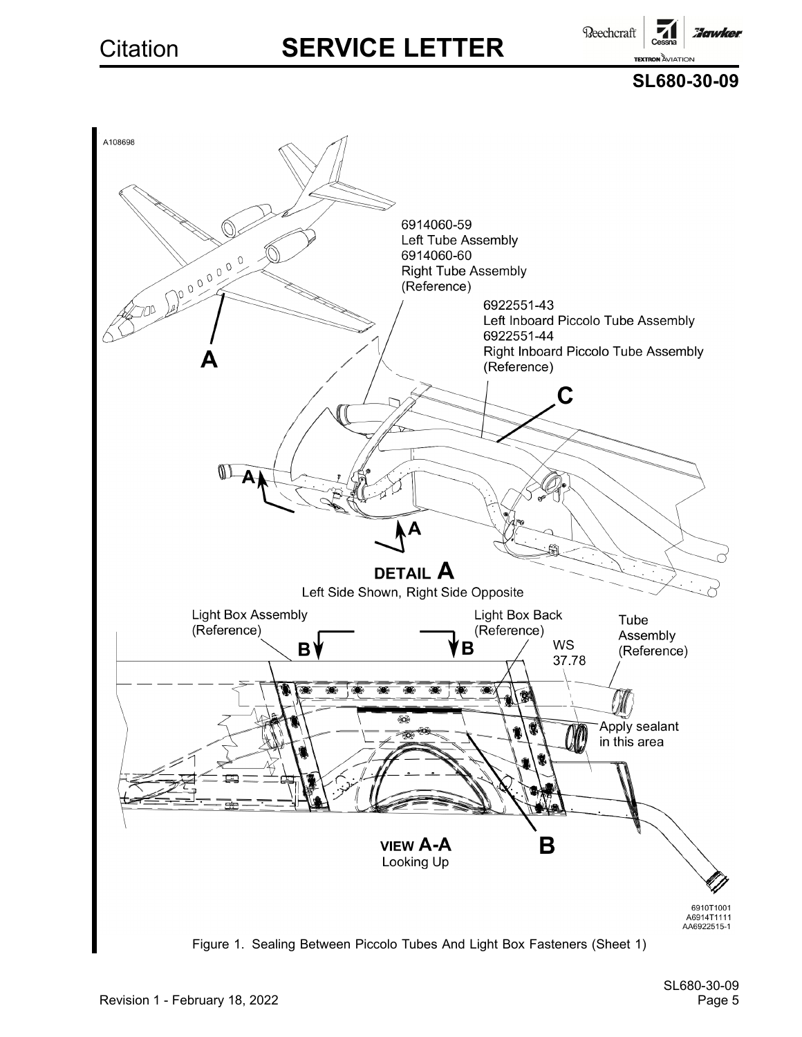A108698

6914060-59
Left Tube Assembly
6914060-60
Right Tube Assembly
(Reference)

6922551-43
Left Inboard Piccolo Tube Assembly
6922551-44
Right Inboard Piccolo Tube Assembly
(Reference)

C

A

A

A

**DETAIL A**
Left Side Shown, Right Side Opposite

Light Box Assembly (Reference)

Light Box Back (Reference)

B B

WS 37.78

Tube Assembly (Reference)

Apply sealant in this area

**VIEW A-A**
Looking Up

B

6910T1001
A6914T1111
AA6922515-1

Figure 1. Sealing Between Piccolo Tubes And Light Box Fasteners (Sheet 1)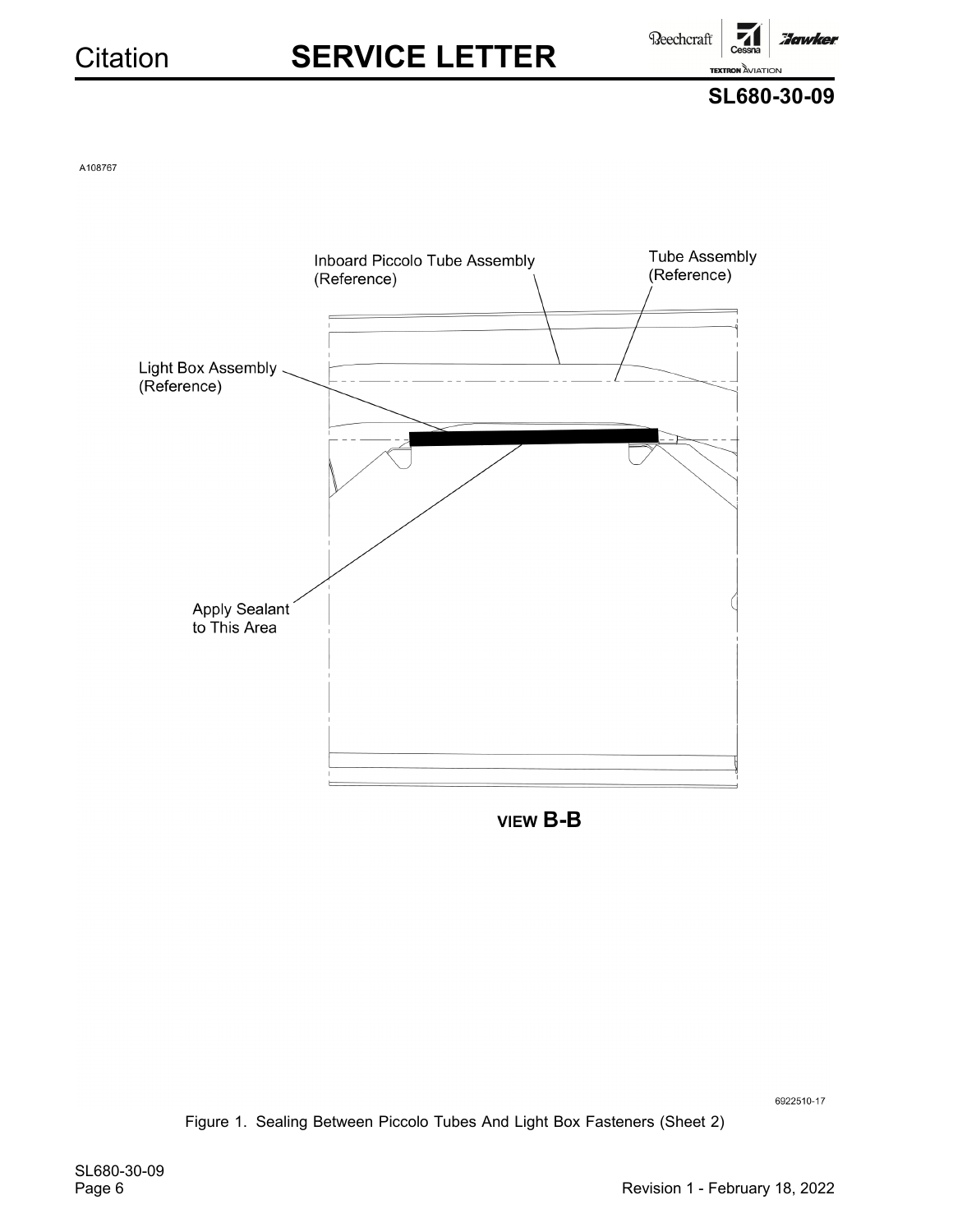A108767

Inboard Piccolo Tube Assembly (Reference)

Tube Assembly (Reference)

Light Box Assembly (Reference)

Apply Sealant to This Area

VIEW B-B

6922510-17

Figure 1. Sealing Between Piccolo Tubes And Light Box Fasteners (Sheet 2)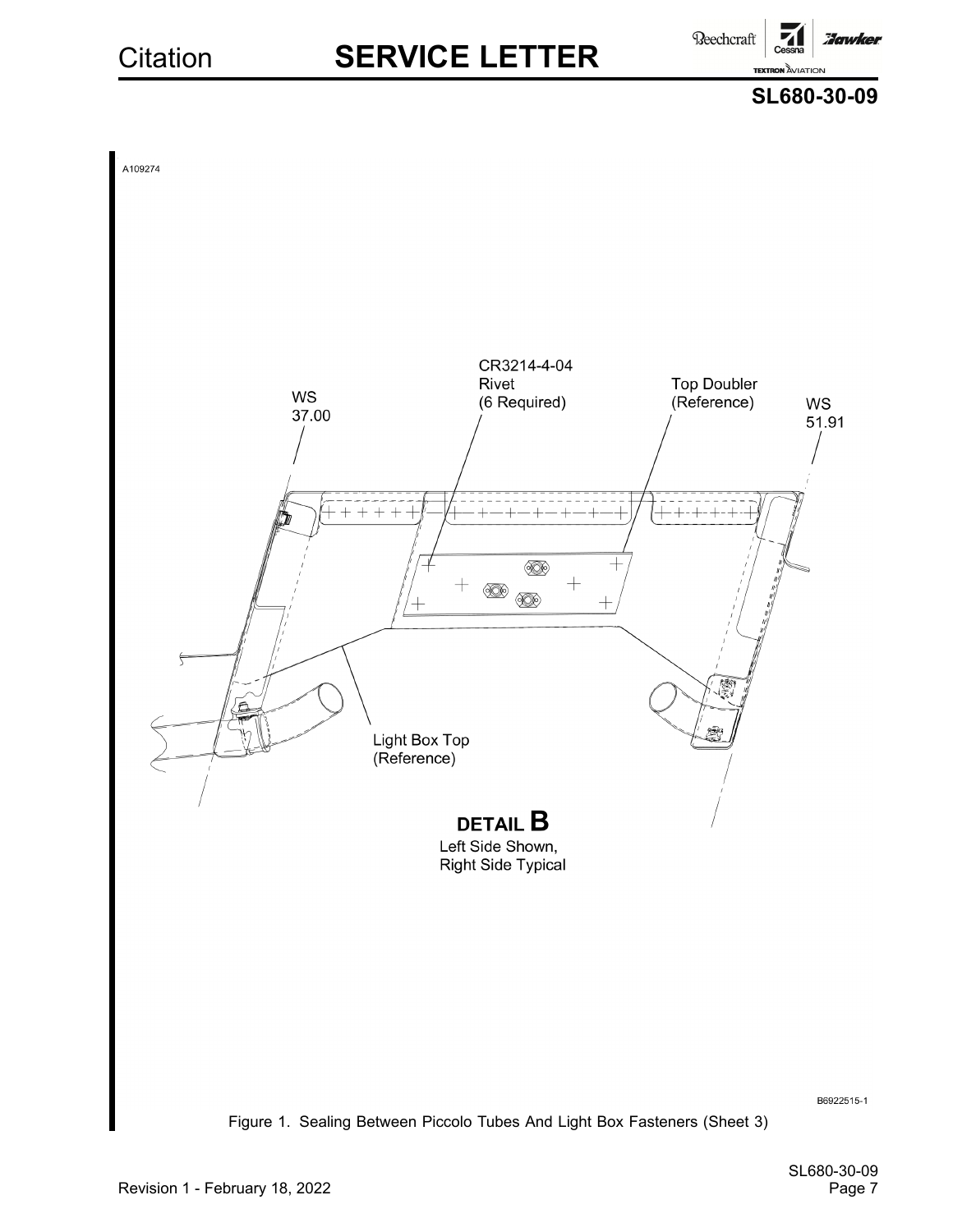A109274

CR3214-4-04
Rivet
(6 Required)

Top Doubler
(Reference)

WS
37.00

WS
51.91

Light Box Top
(Reference)

**DETAIL B**
Left Side Shown,
Right Side Typical

B6922515-1

Figure 1. Sealing Between Piccolo Tubes And Light Box Fasteners (Sheet 3)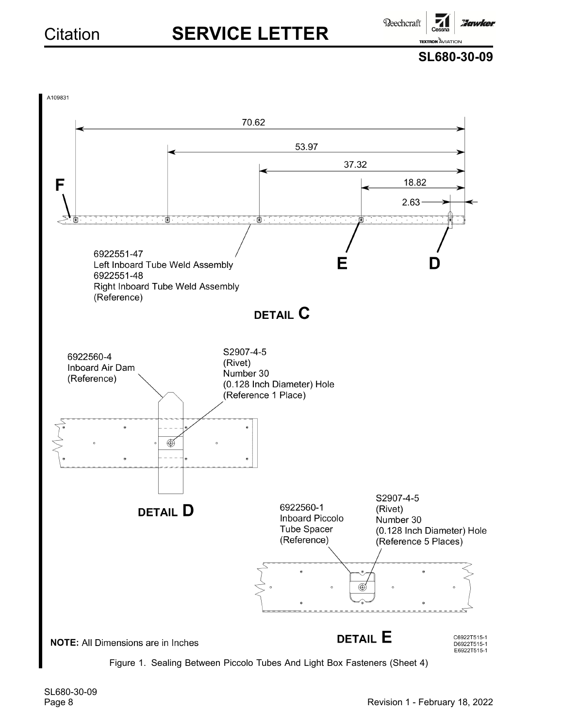A109831

70.62

53.97

37.32

18.82

2.63

F

E

D

6922551-47
Left Inboard Tube Weld Assembly
6922551-48
Right Inboard Tube Weld Assembly
(Reference)

DETAIL C

6922560-4
Inboard Air Dam
(Reference)

S2907-4-5
(Rivet)
Number 30
(0.128 Inch Diameter) Hole
(Reference 1 Place)

DETAIL D

6922560-1
Inboard Piccolo
Tube Spacer
(Reference)

S2907-4-5
(Rivet)
Number 30
(0.128 Inch Diameter) Hole
(Reference 5 Places)

DETAIL E

**NOTE:** All Dimensions are in Inches

C6922T515-1
D6922T515-1
E6922T515-1

Figure 1. Sealing Between Piccolo Tubes And Light Box Fasteners (Sheet 4)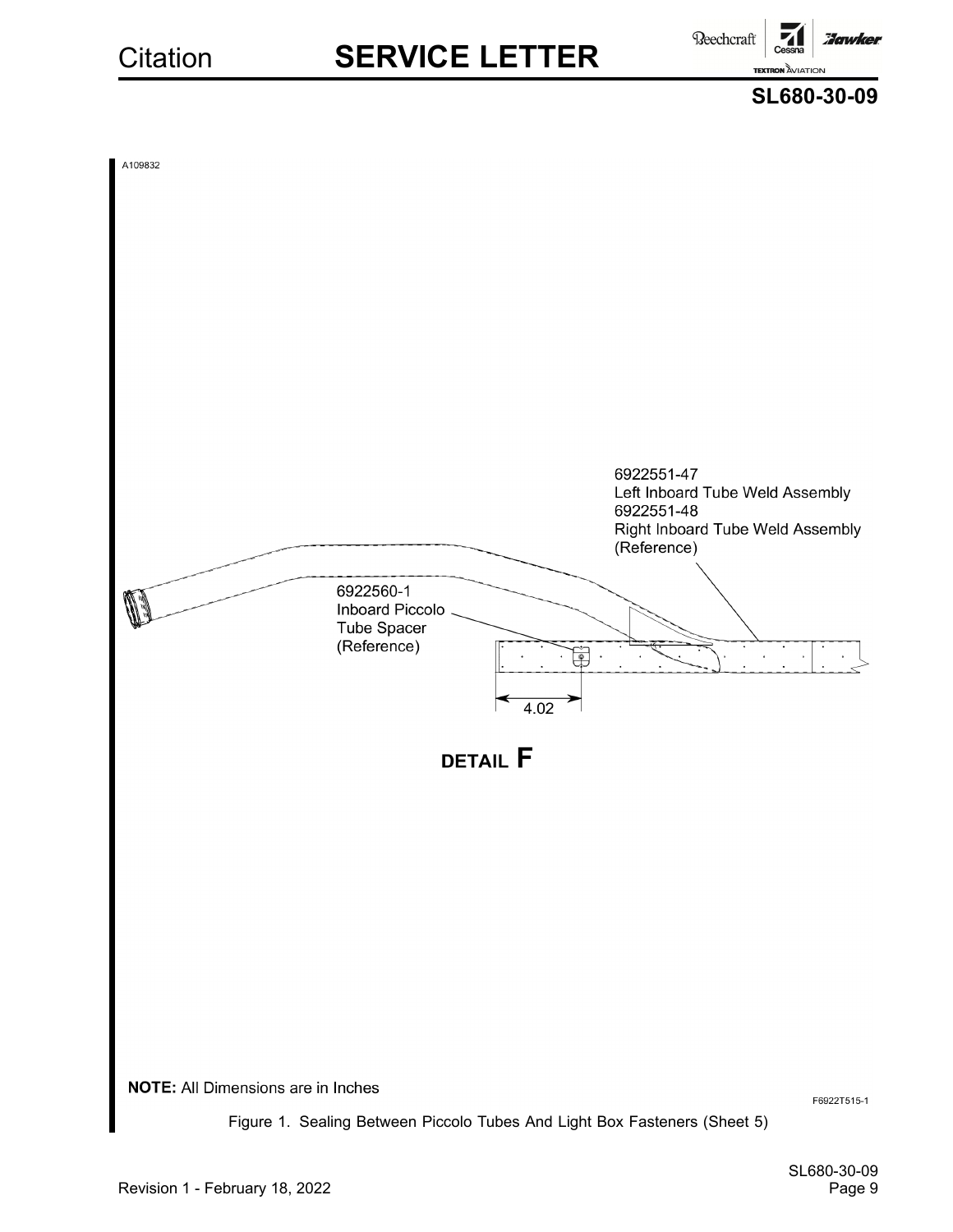A109832

6922551-47
Left Inboard Tube Weld Assembly
6922551-48
Right Inboard Tube Weld Assembly
(Reference)

6922560-1
Inboard Piccolo
Tube Spacer
(Reference)

4.02

**DETAIL F**

**NOTE:** All Dimensions are in Inches

F6922T515-1

Figure 1. Sealing Between Piccolo Tubes And Light Box Fasteners (Sheet 5)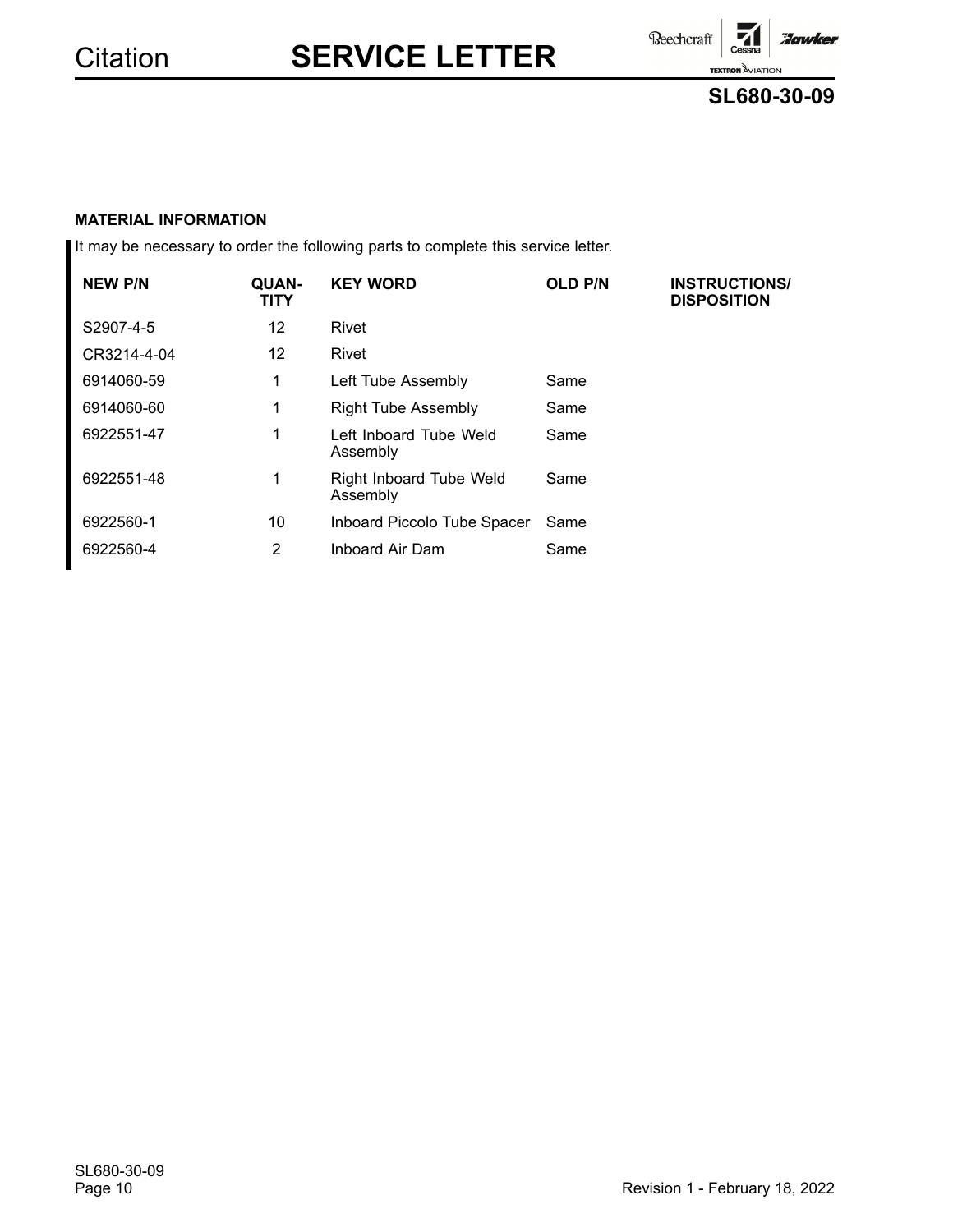**MATERIAL INFORMATION**

It may be necessary to order the following parts to complete this service letter.

| NEW P/N | QUAN-TITY | KEY WORD | OLD P/N | INSTRUCTIONS/ DISPOSITION |
|---|---|---|---|---|
| S2907-4-5 | 12 | Rivet | | |
| CR3214-4-04 | 12 | Rivet | | |
| 6914060-59 | 1 | Left Tube Assembly | Same | |
| 6914060-60 | 1 | Right Tube Assembly | Same | |
| 6922551-47 | 1 | Left Inboard Tube Weld Assembly | Same | |
| 6922551-48 | 1 | Right Inboard Tube Weld Assembly | Same | |
| 6922560-1 | 10 | Inboard Piccolo Tube Spacer | Same | |
| 6922560-4 | 2 | Inboard Air Dam | Same | |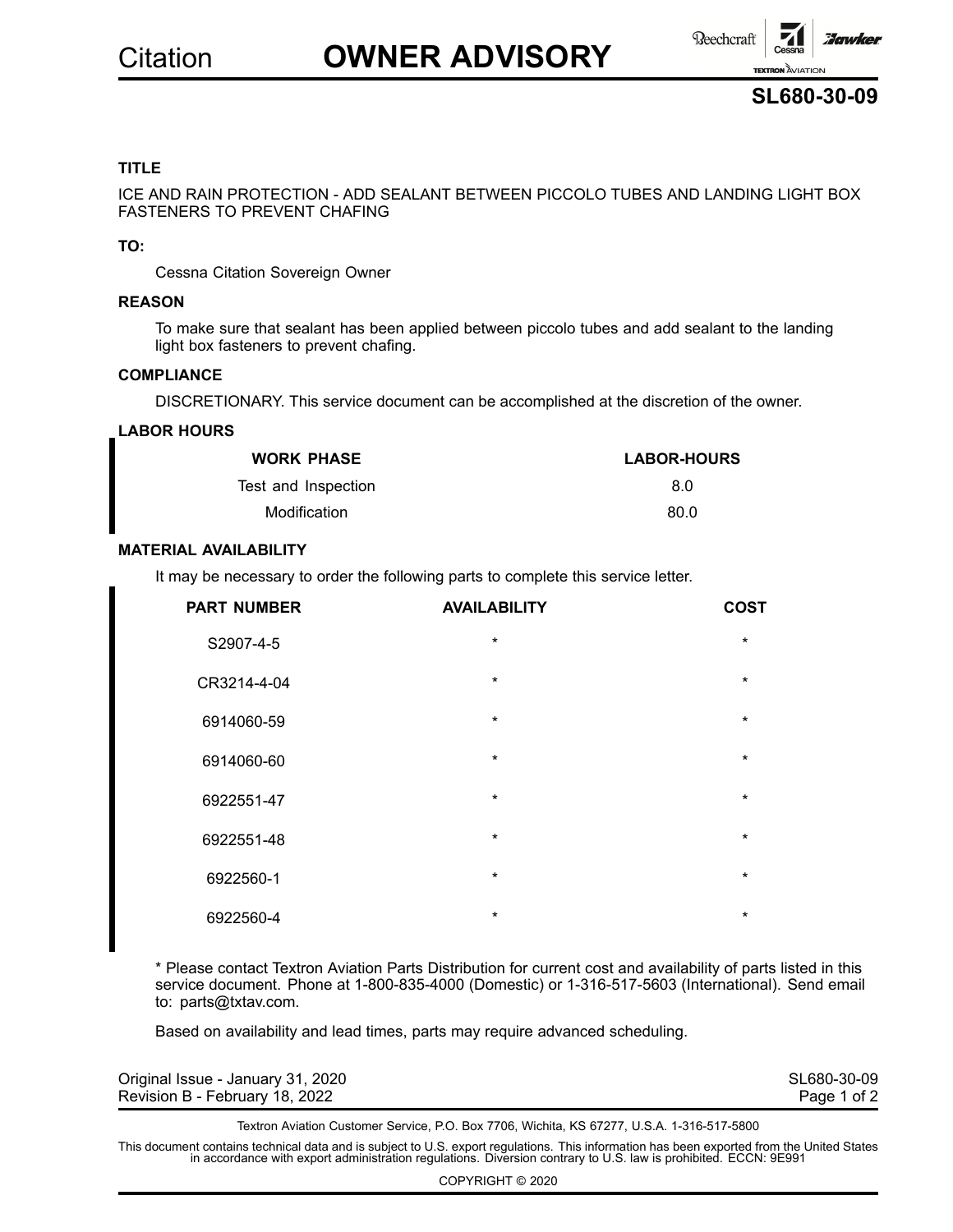Citation **OWNER ADVISORY**

# SL680-30-09

### TITLE

ICE AND RAIN PROTECTION - ADD SEALANT BETWEEN PICCOLO TUBES AND LANDING LIGHT BOX FASTENERS TO PREVENT CHAFING

### TO:

Cessna Citation Sovereign Owner

### REASON

To make sure that sealant has been applied between piccolo tubes and add sealant to the landing light box fasteners to prevent chafing.

### COMPLIANCE

DISCRETIONARY. This service document can be accomplished at the discretion of the owner.

### LABOR HOURS

| WORK PHASE | LABOR-HOURS |
|---|---|
| Test and Inspection | 8.0 |
| Modification | 80.0 |

### MATERIAL AVAILABILITY

It may be necessary to order the following parts to complete this service letter.

| PART NUMBER | AVAILABILITY | COST |
|---|---|---|
| S2907-4-5 | * | * |
| CR3214-4-04 | * | * |
| 6914060-59 | * | * |
| 6914060-60 | * | * |
| 6922551-47 | * | * |
| 6922551-48 | * | * |
| 6922560-1 | * | * |
| 6922560-4 | * | * |

* Please contact Textron Aviation Parts Distribution for current cost and availability of parts listed in this service document. Phone at 1-800-835-4000 (Domestic) or 1-316-517-5603 (International). Send email to: parts@txtav.com.

Based on availability and lead times, parts may require advanced scheduling.

Original Issue - January 31, 2020
Revision B - February 18, 2022

Textron Aviation Customer Service, P.O. Box 7706, Wichita, KS 67277, U.S.A. 1-316-517-5800

This document contains technical data and is subject to U.S. export regulations. This information has been exported from the United States in accordance with export administration regulations. Diversion contrary to U.S. law is prohibited. ECCN: 9E991

COPYRIGHT © 2020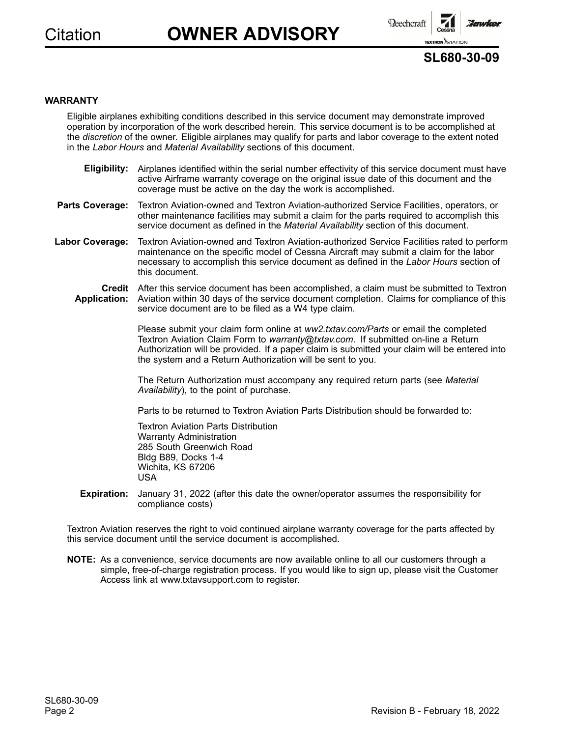## WARRANTY

Eligible airplanes exhibiting conditions described in this service document may demonstrate improved operation by incorporation of the work described herein. This service document is to be accomplished at the *discretion* of the owner. Eligible airplanes may qualify for parts and labor coverage to the extent noted in the *Labor Hours* and *Material Availability* sections of this document.

**Eligibility:** Airplanes identified within the serial number effectivity of this service document must have active Airframe warranty coverage on the original issue date of this document and the coverage must be active on the day the work is accomplished.

**Parts Coverage:** Textron Aviation-owned and Textron Aviation-authorized Service Facilities, operators, or other maintenance facilities may submit a claim for the parts required to accomplish this service document as defined in the *Material Availability* section of this document.

**Labor Coverage:** Textron Aviation-owned and Textron Aviation-authorized Service Facilities rated to perform maintenance on the specific model of Cessna Aircraft may submit a claim for the labor necessary to accomplish this service document as defined in the *Labor Hours* section of this document.

**Credit Application:** After this service document has been accomplished, a claim must be submitted to Textron Aviation within 30 days of the service document completion. Claims for compliance of this service document are to be filed as a W4 type claim.

Please submit your claim form online at *ww2.txtav.com/Parts* or email the completed Textron Aviation Claim Form to *warranty@txtav.com*. If submitted on-line a Return Authorization will be provided. If a paper claim is submitted your claim will be entered into the system and a Return Authorization will be sent to you.

The Return Authorization must accompany any required return parts (see *Material Availability*), to the point of purchase.

Parts to be returned to Textron Aviation Parts Distribution should be forwarded to:

Textron Aviation Parts Distribution
Warranty Administration
285 South Greenwich Road
Bldg B89, Docks 1-4
Wichita, KS 67206
USA

**Expiration:** January 31, 2022 (after this date the owner/operator assumes the responsibility for compliance costs)

Textron Aviation reserves the right to void continued airplane warranty coverage for the parts affected by this service document until the service document is accomplished.

**NOTE:** As a convenience, service documents are now available online to all our customers through a simple, free-of-charge registration process. If you would like to sign up, please visit the Customer Access link at www.txtavsupport.com to register.